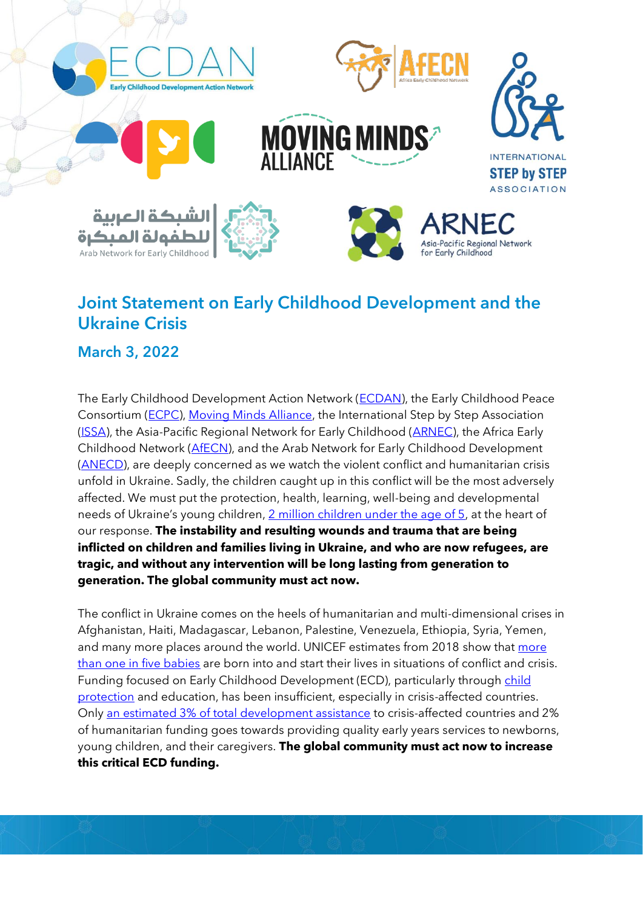# Joint Statement on Early Childhood Development and the Ukraine Crisis

## March 3, 2022

The Early Childhood Development Action Network (ECDAN), the Early Childhood Peace Consortium (ECPC), Moving Minds Alliance, the International Step by Step Association (ISSA), the Asia-Pacific Regional Network for Early Childhood (ARNEC), the Africa Early Childhood Network (AfECN), and the Arab Network for Early Childhood Development (ANECD), are deeply concerned as we watch the violent conflict and humanitarian crisis unfold in Ukraine. Sadly, the children caught up in this conflict will be the most adversely affected. We must put the protection, health, learning, well-being and developmental needs of Ukraine's young children, 2 million children under the age of 5, at the heart of our response. **The instability and resulting wounds and trauma that are being inflicted on children and families living in Ukraine, and who are now refugees, are tragic, and without any intervention will be long lasting from generation to generation. The global community must act now.**

The conflict in Ukraine comes on the heels of humanitarian and multi-dimensional crises in Afghanistan, Haiti, Madagascar, Lebanon, Palestine, Venezuela, Ethiopia, Syria, Yemen, and many more places around the world. UNICEF estimates from 2018 show that more than one in five babies are born into and start their lives in situations of conflict and crisis. Funding focused on Early Childhood Development (ECD), particularly through child protection and education, has been insufficient, especially in crisis-affected countries. Only an estimated 3% of total development assistance to crisis-affected countries and 2% of humanitarian funding goes towards providing quality early years services to newborns, young children, and their caregivers. **The global community must act now to increase this critical ECD funding.**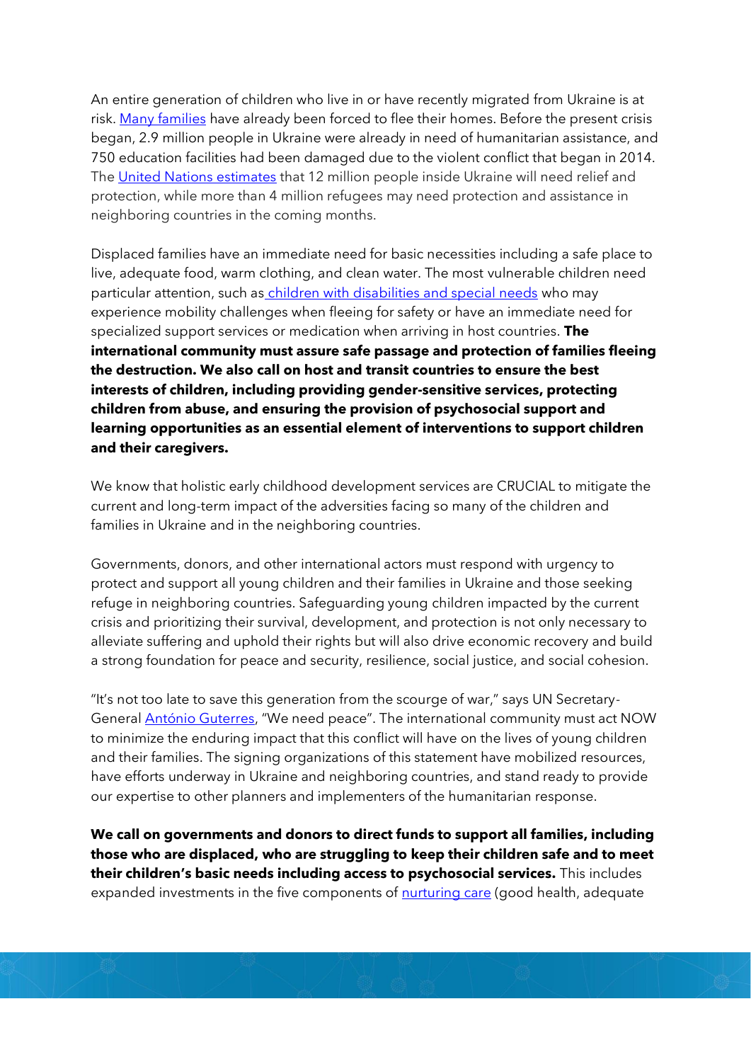An entire generation of children who live in or have recently migrated from Ukraine is at risk. Many families have already been forced to flee their homes. Before the present crisis began, 2.9 million people in Ukraine were already in need of humanitarian assistance, and 750 education facilities had been damaged due to the violent conflict that began in 2014. The United Nations estimates that 12 million people inside Ukraine will need relief and protection, while more than 4 million refugees may need protection and assistance in neighboring countries in the coming months.

Displaced families have an immediate need for basic necessities including a safe place to live, adequate food, warm clothing, and clean water. The most vulnerable children need particular attention, such as children with disabilities and special needs who may experience mobility challenges when fleeing for safety or have an immediate need for specialized support services or medication when arriving in host countries. **The international community must assure safe passage and protection of families fleeing the destruction. We also call on host and transit countries to ensure the best interests of children, including providing gender-sensitive services, protecting children from abuse, and ensuring the provision of psychosocial support and learning opportunities as an essential element of interventions to support children and their caregivers.**

We know that holistic early childhood development services are CRUCIAL to mitigate the current and long-term impact of the adversities facing so many of the children and families in Ukraine and in the neighboring countries.

Governments, donors, and other international actors must respond with urgency to protect and support all young children and their families in Ukraine and those seeking refuge in neighboring countries. Safeguarding young children impacted by the current crisis and prioritizing their survival, development, and protection is not only necessary to alleviate suffering and uphold their rights but will also drive economic recovery and build a strong foundation for peace and security, resilience, social justice, and social cohesion.

"It's not too late to save this generation from the scourge of war," says UN Secretary-General António Guterres, "We need peace". The international community must act NOW to minimize the enduring impact that this conflict will have on the lives of young children and their families. The signing organizations of this statement have mobilized resources, have efforts underway in Ukraine and neighboring countries, and stand ready to provide our expertise to other planners and implementers of the humanitarian response.

**We call on governments and donors to direct funds to support all families, including those who are displaced, who are struggling to keep their children safe and to meet their children's basic needs including access to psychosocial services.** This includes expanded investments in the five components of nurturing care (good health, adequate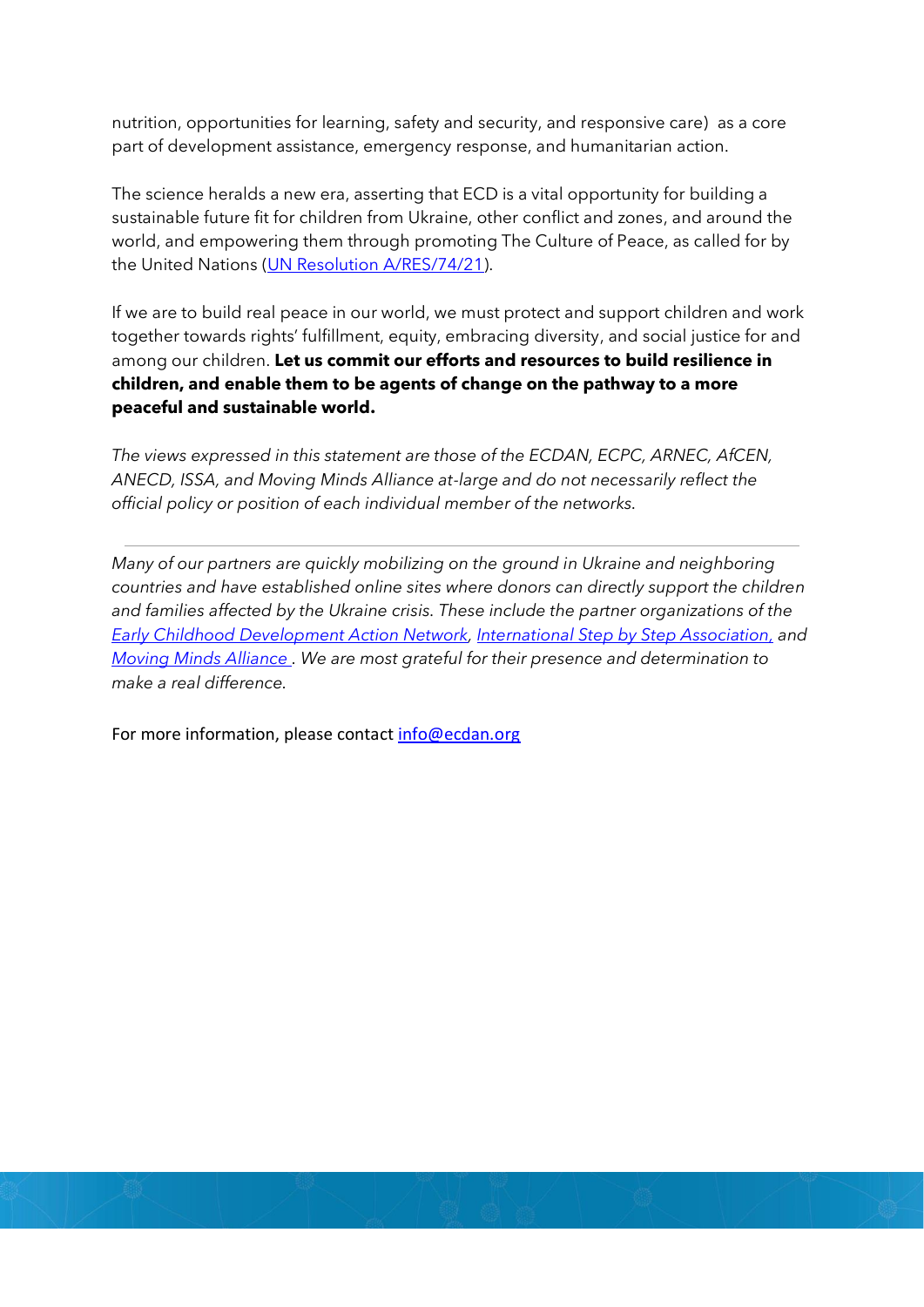nutrition, opportunities for learning, safety and security, and responsive care) as a core part of development assistance, emergency response, and humanitarian action.

The science heralds a new era, asserting that ECD is a vital opportunity for building a sustainable future fit for children from Ukraine, other conflict and zones, and around the world, and empowering them through promoting The Culture of Peace, as called for by the United Nations (UN Resolution A/RES/74/21).

If we are to build real peace in our world, we must protect and support children and work together towards rights' fulfillment, equity, embracing diversity, and social justice for and among our children. **Let us commit our efforts and resources to build resilience in children, and enable them to be agents of change on the pathway to a more peaceful and sustainable world.**

*The views expressed in this statement are those of the ECDAN, ECPC, ARNEC, AfCEN, ANECD, ISSA, and Moving Minds Alliance at-large and do not necessarily reflect the official policy or position of each individual member of the networks.*

---

*Many of our partners are quickly mobilizing on the ground in Ukraine and neighboring countries and have established online sites where donors can directly support the children and families affected by the Ukraine crisis. These include the partner organizations of the Early Childhood Development Action Network, International Step by Step Association, and Moving Minds Alliance . We are most grateful for their presence and determination to make a real difference.*

For more information, please contact info@ecdan.org